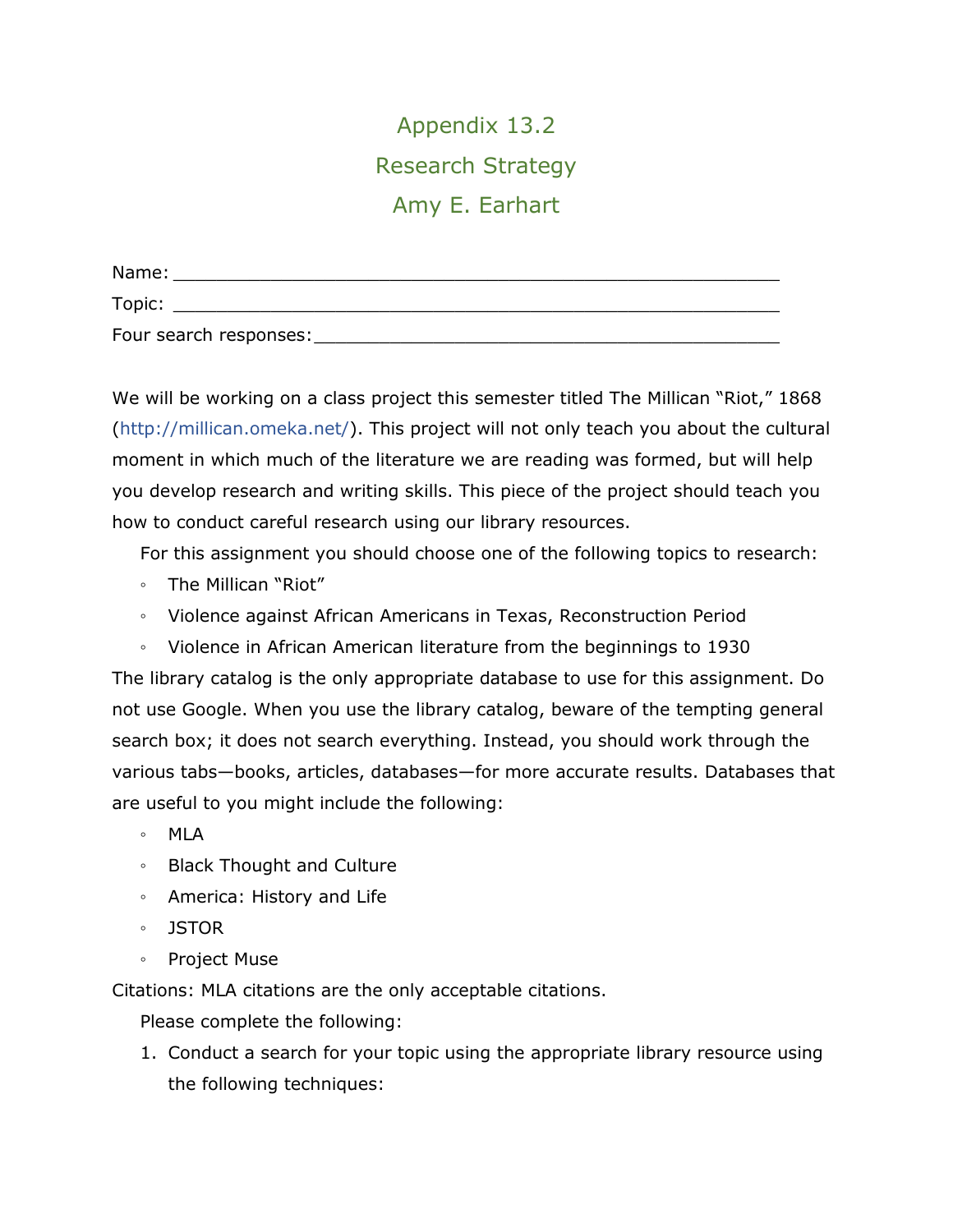# Appendix 13.2

## Research Strategy

### Amy E. Earhart

Name: ___________________________________________________

Topic: ___________________________________________________

Four search responses: ____________________________________

We will be working on a class project this semester titled The Millican "Riot," 1868 (http://millican.omeka.net/). This project will not only teach you about the cultural moment in which much of the literature we are reading was formed, but will help you develop research and writing skills. This piece of the project should teach you how to conduct careful research using our library resources.

For this assignment you should choose one of the following topics to research:

- The Millican "Riot"
- Violence against African Americans in Texas, Reconstruction Period
- Violence in African American literature from the beginnings to 1930

The library catalog is the only appropriate database to use for this assignment. Do not use Google. When you use the library catalog, beware of the tempting general search box; it does not search everything. Instead, you should work through the various tabs—books, articles, databases—for more accurate results. Databases that are useful to you might include the following:

- MLA
- Black Thought and Culture
- America: History and Life
- JSTOR
- Project Muse

Citations: MLA citations are the only acceptable citations.

Please complete the following:

1. Conduct a search for your topic using the appropriate library resource using the following techniques: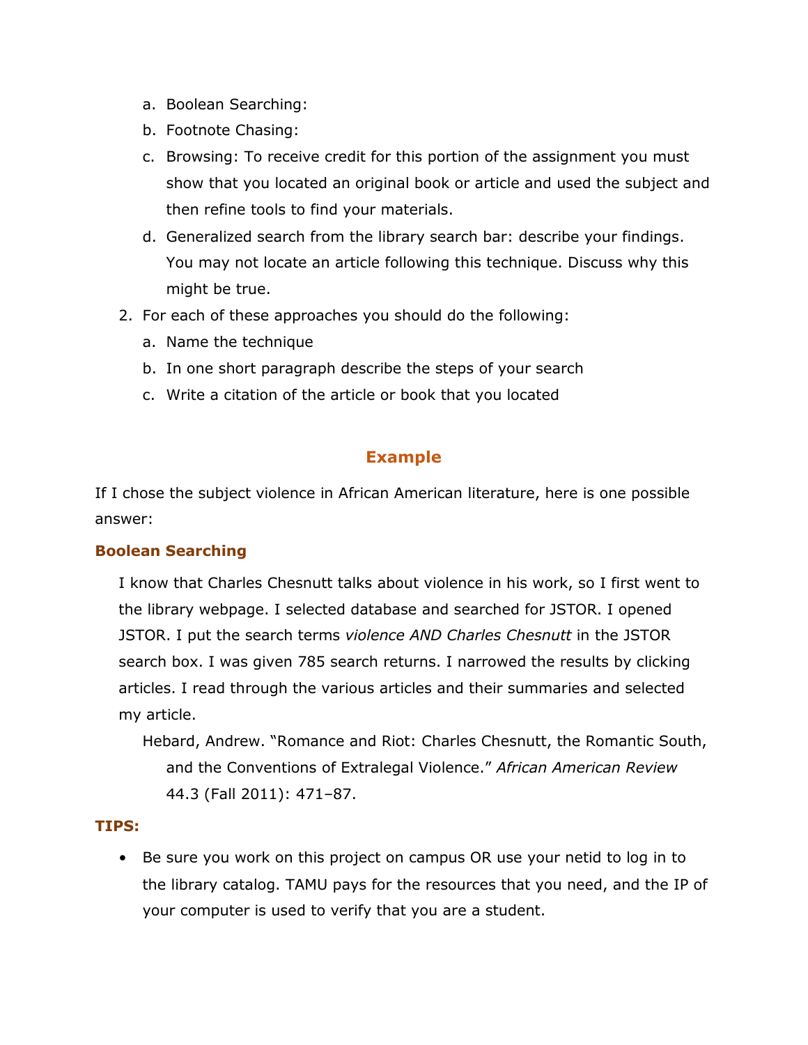a. Boolean Searching:
   b. Footnote Chasing:
   c. Browsing: To receive credit for this portion of the assignment you must show that you located an original book or article and used the subject and then refine tools to find your materials.
   d. Generalized search from the library search bar: describe your findings. You may not locate an article following this technique. Discuss why this might be true.

2. For each of these approaches you should do the following:
   a. Name the technique
   b. In one short paragraph describe the steps of your search
   c. Write a citation of the article or book that you located

## Example

If I chose the subject violence in African American literature, here is one possible answer:

### Boolean Searching

I know that Charles Chesnutt talks about violence in his work, so I first went to the library webpage. I selected database and searched for JSTOR. I opened JSTOR. I put the search terms *violence AND Charles Chesnutt* in the JSTOR search box. I was given 785 search returns. I narrowed the results by clicking articles. I read through the various articles and their summaries and selected my article.

Hebard, Andrew. "Romance and Riot: Charles Chesnutt, the Romantic South, and the Conventions of Extralegal Violence." *African American Review* 44.3 (Fall 2011): 471–87.

### TIPS:

- Be sure you work on this project on campus OR use your netid to log in to the library catalog. TAMU pays for the resources that you need, and the IP of your computer is used to verify that you are a student.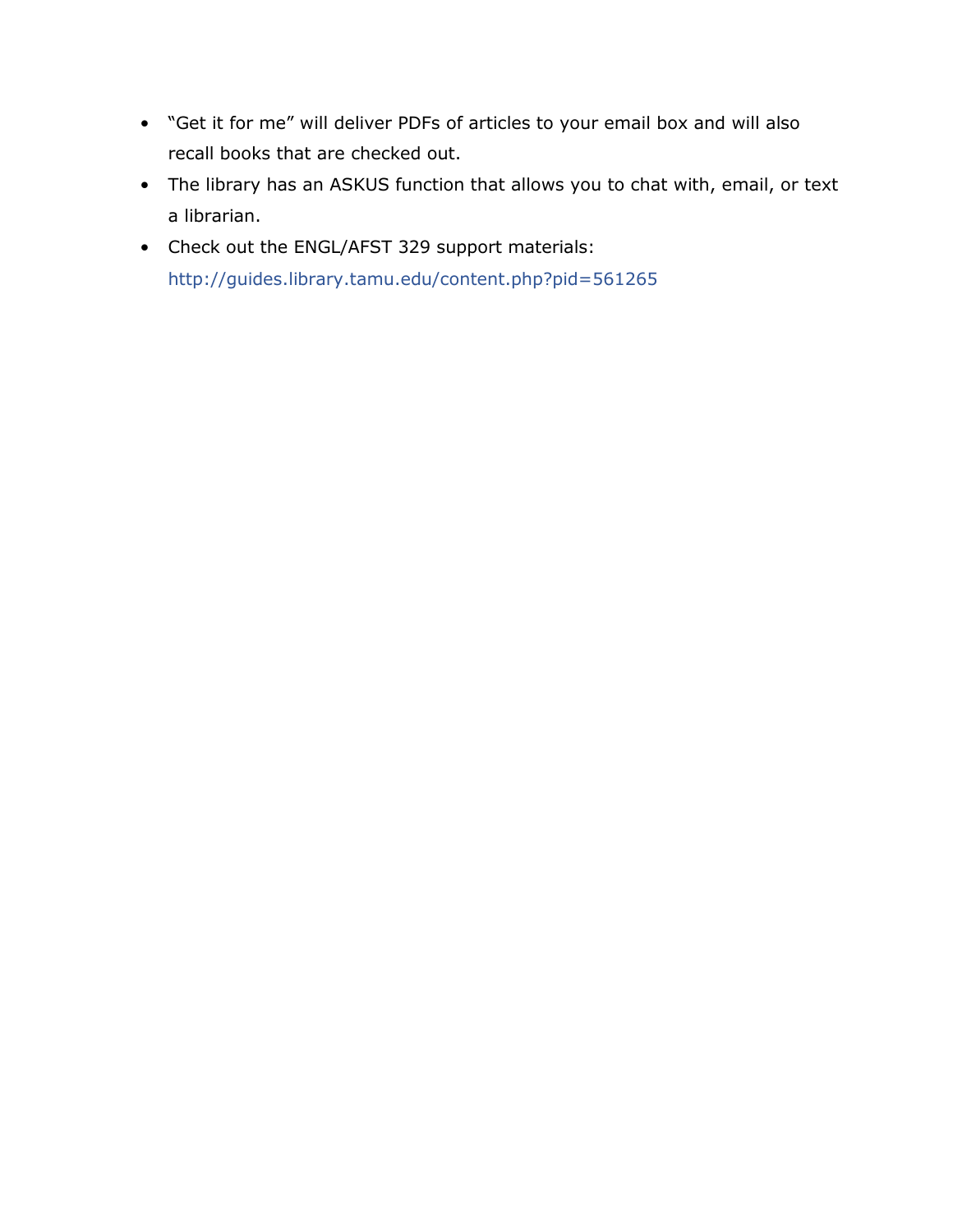- "Get it for me" will deliver PDFs of articles to your email box and will also recall books that are checked out.
- The library has an ASKUS function that allows you to chat with, email, or text a librarian.
- Check out the ENGL/AFST 329 support materials: http://guides.library.tamu.edu/content.php?pid=561265